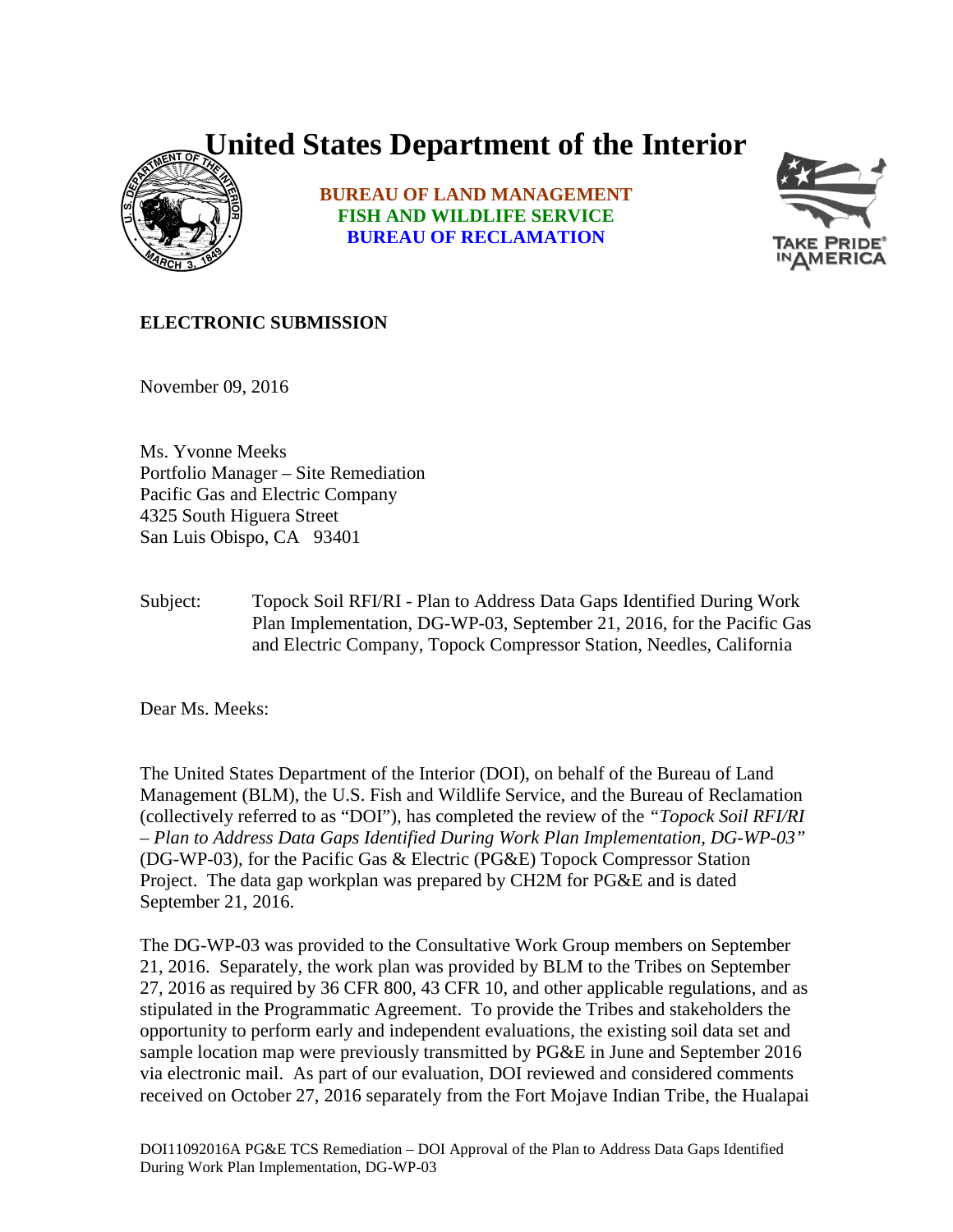# United States Department of the Interior

**BUREAU OF LAND MANAGEMENT**
**FISH AND WILDLIFE SERVICE**
**BUREAU OF RECLAMATION**

**ELECTRONIC SUBMISSION**

November 09, 2016

Ms. Yvonne Meeks
Portfolio Manager – Site Remediation
Pacific Gas and Electric Company
4325 South Higuera Street
San Luis Obispo, CA 93401

Subject: Topock Soil RFI/RI - Plan to Address Data Gaps Identified During Work Plan Implementation, DG-WP-03, September 21, 2016, for the Pacific Gas and Electric Company, Topock Compressor Station, Needles, California

Dear Ms. Meeks:

The United States Department of the Interior (DOI), on behalf of the Bureau of Land Management (BLM), the U.S. Fish and Wildlife Service, and the Bureau of Reclamation (collectively referred to as "DOI"), has completed the review of the *"Topock Soil RFI/RI – Plan to Address Data Gaps Identified During Work Plan Implementation, DG-WP-03"* (DG-WP-03), for the Pacific Gas & Electric (PG&E) Topock Compressor Station Project. The data gap workplan was prepared by CH2M for PG&E and is dated September 21, 2016.

The DG-WP-03 was provided to the Consultative Work Group members on September 21, 2016. Separately, the work plan was provided by BLM to the Tribes on September 27, 2016 as required by 36 CFR 800, 43 CFR 10, and other applicable regulations, and as stipulated in the Programmatic Agreement. To provide the Tribes and stakeholders the opportunity to perform early and independent evaluations, the existing soil data set and sample location map were previously transmitted by PG&E in June and September 2016 via electronic mail. As part of our evaluation, DOI reviewed and considered comments received on October 27, 2016 separately from the Fort Mojave Indian Tribe, the Hualapai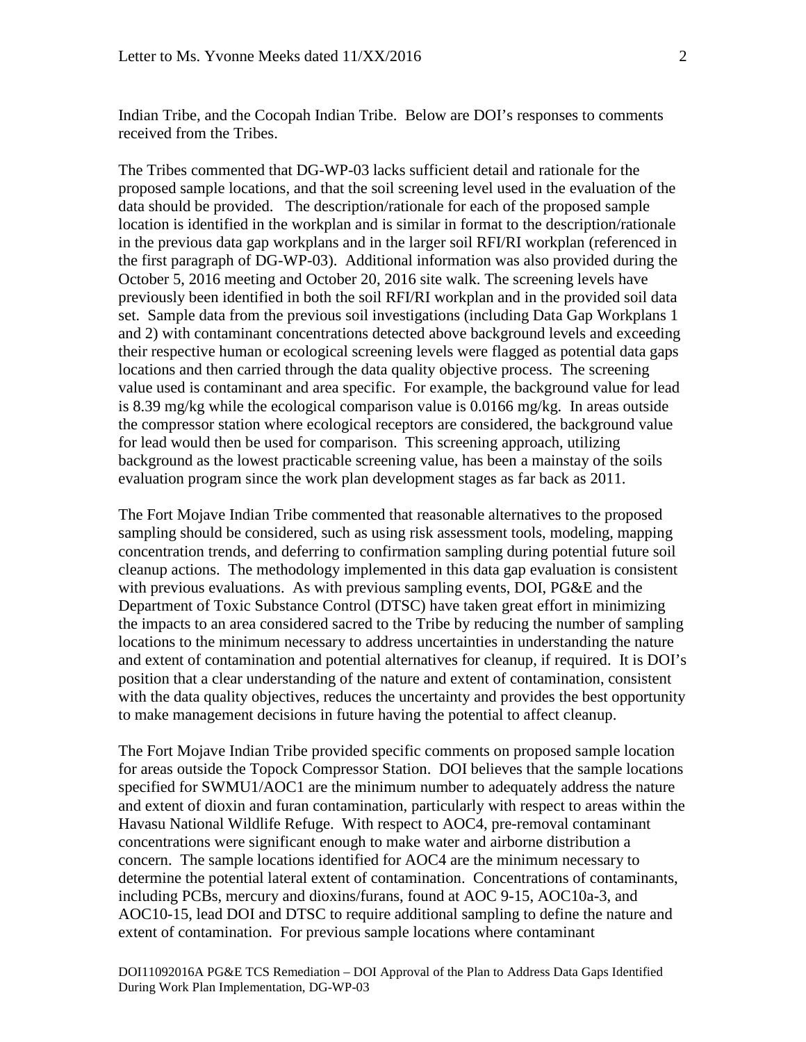Indian Tribe, and the Cocopah Indian Tribe. Below are DOI's responses to comments received from the Tribes.

The Tribes commented that DG-WP-03 lacks sufficient detail and rationale for the proposed sample locations, and that the soil screening level used in the evaluation of the data should be provided. The description/rationale for each of the proposed sample location is identified in the workplan and is similar in format to the description/rationale in the previous data gap workplans and in the larger soil RFI/RI workplan (referenced in the first paragraph of DG-WP-03). Additional information was also provided during the October 5, 2016 meeting and October 20, 2016 site walk. The screening levels have previously been identified in both the soil RFI/RI workplan and in the provided soil data set. Sample data from the previous soil investigations (including Data Gap Workplans 1 and 2) with contaminant concentrations detected above background levels and exceeding their respective human or ecological screening levels were flagged as potential data gaps locations and then carried through the data quality objective process. The screening value used is contaminant and area specific. For example, the background value for lead is 8.39 mg/kg while the ecological comparison value is 0.0166 mg/kg. In areas outside the compressor station where ecological receptors are considered, the background value for lead would then be used for comparison. This screening approach, utilizing background as the lowest practicable screening value, has been a mainstay of the soils evaluation program since the work plan development stages as far back as 2011.

The Fort Mojave Indian Tribe commented that reasonable alternatives to the proposed sampling should be considered, such as using risk assessment tools, modeling, mapping concentration trends, and deferring to confirmation sampling during potential future soil cleanup actions. The methodology implemented in this data gap evaluation is consistent with previous evaluations. As with previous sampling events, DOI, PG&E and the Department of Toxic Substance Control (DTSC) have taken great effort in minimizing the impacts to an area considered sacred to the Tribe by reducing the number of sampling locations to the minimum necessary to address uncertainties in understanding the nature and extent of contamination and potential alternatives for cleanup, if required. It is DOI's position that a clear understanding of the nature and extent of contamination, consistent with the data quality objectives, reduces the uncertainty and provides the best opportunity to make management decisions in future having the potential to affect cleanup.

The Fort Mojave Indian Tribe provided specific comments on proposed sample location for areas outside the Topock Compressor Station. DOI believes that the sample locations specified for SWMU1/AOC1 are the minimum number to adequately address the nature and extent of dioxin and furan contamination, particularly with respect to areas within the Havasu National Wildlife Refuge. With respect to AOC4, pre-removal contaminant concentrations were significant enough to make water and airborne distribution a concern. The sample locations identified for AOC4 are the minimum necessary to determine the potential lateral extent of contamination. Concentrations of contaminants, including PCBs, mercury and dioxins/furans, found at AOC 9-15, AOC10a-3, and AOC10-15, lead DOI and DTSC to require additional sampling to define the nature and extent of contamination. For previous sample locations where contaminant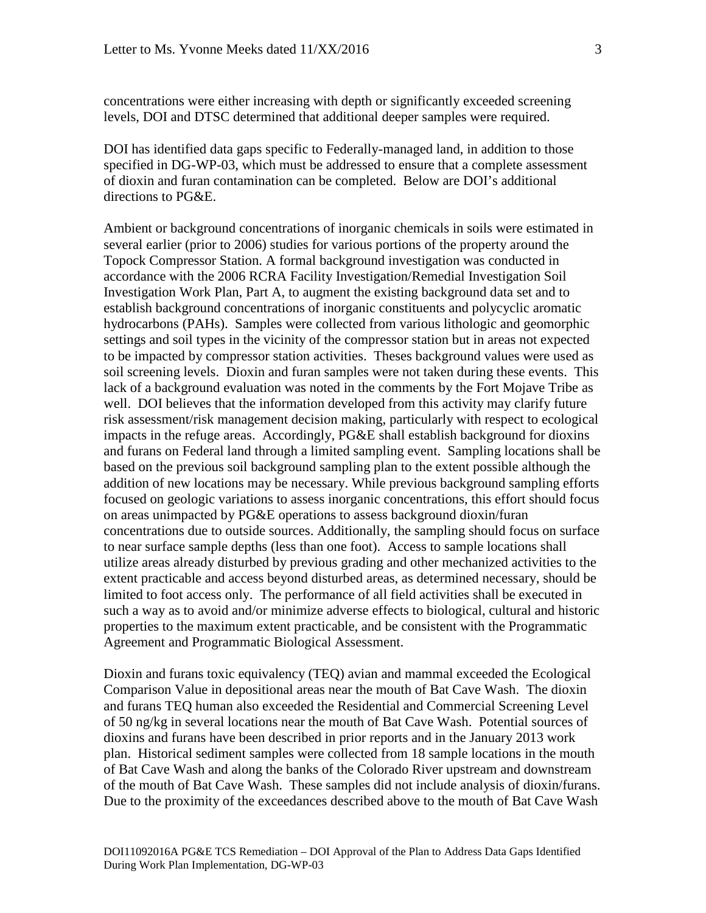concentrations were either increasing with depth or significantly exceeded screening levels, DOI and DTSC determined that additional deeper samples were required.

DOI has identified data gaps specific to Federally-managed land, in addition to those specified in DG-WP-03, which must be addressed to ensure that a complete assessment of dioxin and furan contamination can be completed. Below are DOI's additional directions to PG&E.

Ambient or background concentrations of inorganic chemicals in soils were estimated in several earlier (prior to 2006) studies for various portions of the property around the Topock Compressor Station. A formal background investigation was conducted in accordance with the 2006 RCRA Facility Investigation/Remedial Investigation Soil Investigation Work Plan, Part A, to augment the existing background data set and to establish background concentrations of inorganic constituents and polycyclic aromatic hydrocarbons (PAHs). Samples were collected from various lithologic and geomorphic settings and soil types in the vicinity of the compressor station but in areas not expected to be impacted by compressor station activities. Theses background values were used as soil screening levels. Dioxin and furan samples were not taken during these events. This lack of a background evaluation was noted in the comments by the Fort Mojave Tribe as well. DOI believes that the information developed from this activity may clarify future risk assessment/risk management decision making, particularly with respect to ecological impacts in the refuge areas. Accordingly, PG&E shall establish background for dioxins and furans on Federal land through a limited sampling event. Sampling locations shall be based on the previous soil background sampling plan to the extent possible although the addition of new locations may be necessary. While previous background sampling efforts focused on geologic variations to assess inorganic concentrations, this effort should focus on areas unimpacted by PG&E operations to assess background dioxin/furan concentrations due to outside sources. Additionally, the sampling should focus on surface to near surface sample depths (less than one foot). Access to sample locations shall utilize areas already disturbed by previous grading and other mechanized activities to the extent practicable and access beyond disturbed areas, as determined necessary, should be limited to foot access only. The performance of all field activities shall be executed in such a way as to avoid and/or minimize adverse effects to biological, cultural and historic properties to the maximum extent practicable, and be consistent with the Programmatic Agreement and Programmatic Biological Assessment.

Dioxin and furans toxic equivalency (TEQ) avian and mammal exceeded the Ecological Comparison Value in depositional areas near the mouth of Bat Cave Wash. The dioxin and furans TEQ human also exceeded the Residential and Commercial Screening Level of 50 ng/kg in several locations near the mouth of Bat Cave Wash. Potential sources of dioxins and furans have been described in prior reports and in the January 2013 work plan. Historical sediment samples were collected from 18 sample locations in the mouth of Bat Cave Wash and along the banks of the Colorado River upstream and downstream of the mouth of Bat Cave Wash. These samples did not include analysis of dioxin/furans. Due to the proximity of the exceedances described above to the mouth of Bat Cave Wash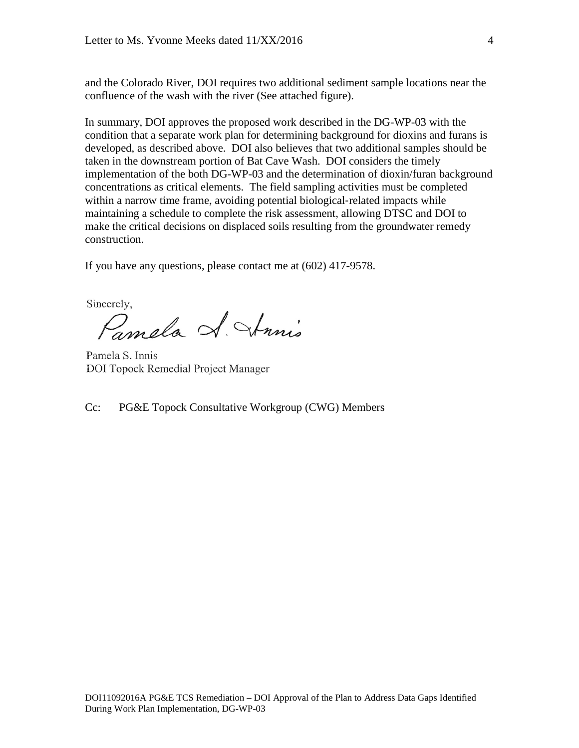and the Colorado River, DOI requires two additional sediment sample locations near the confluence of the wash with the river (See attached figure).

In summary, DOI approves the proposed work described in the DG-WP-03 with the condition that a separate work plan for determining background for dioxins and furans is developed, as described above. DOI also believes that two additional samples should be taken in the downstream portion of Bat Cave Wash. DOI considers the timely implementation of the both DG-WP-03 and the determination of dioxin/furan background concentrations as critical elements. The field sampling activities must be completed within a narrow time frame, avoiding potential biological-related impacts while maintaining a schedule to complete the risk assessment, allowing DTSC and DOI to make the critical decisions on displaced soils resulting from the groundwater remedy construction.

If you have any questions, please contact me at (602) 417-9578.

Sincerely,

Pamela S. Innis

Pamela S. Innis
DOI Topock Remedial Project Manager

Cc: PG&E Topock Consultative Workgroup (CWG) Members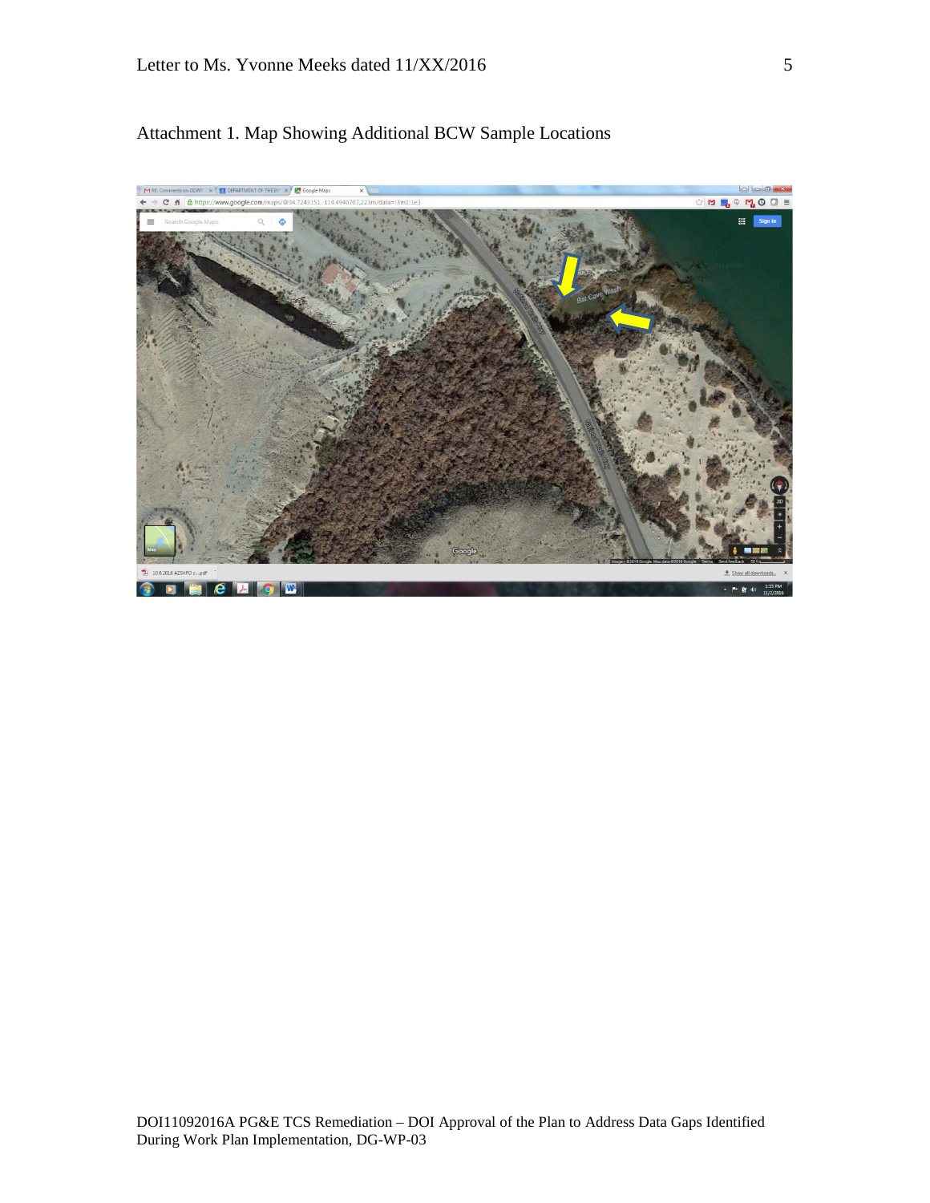Attachment 1. Map Showing Additional BCW Sample Locations

Bat Cave Wash